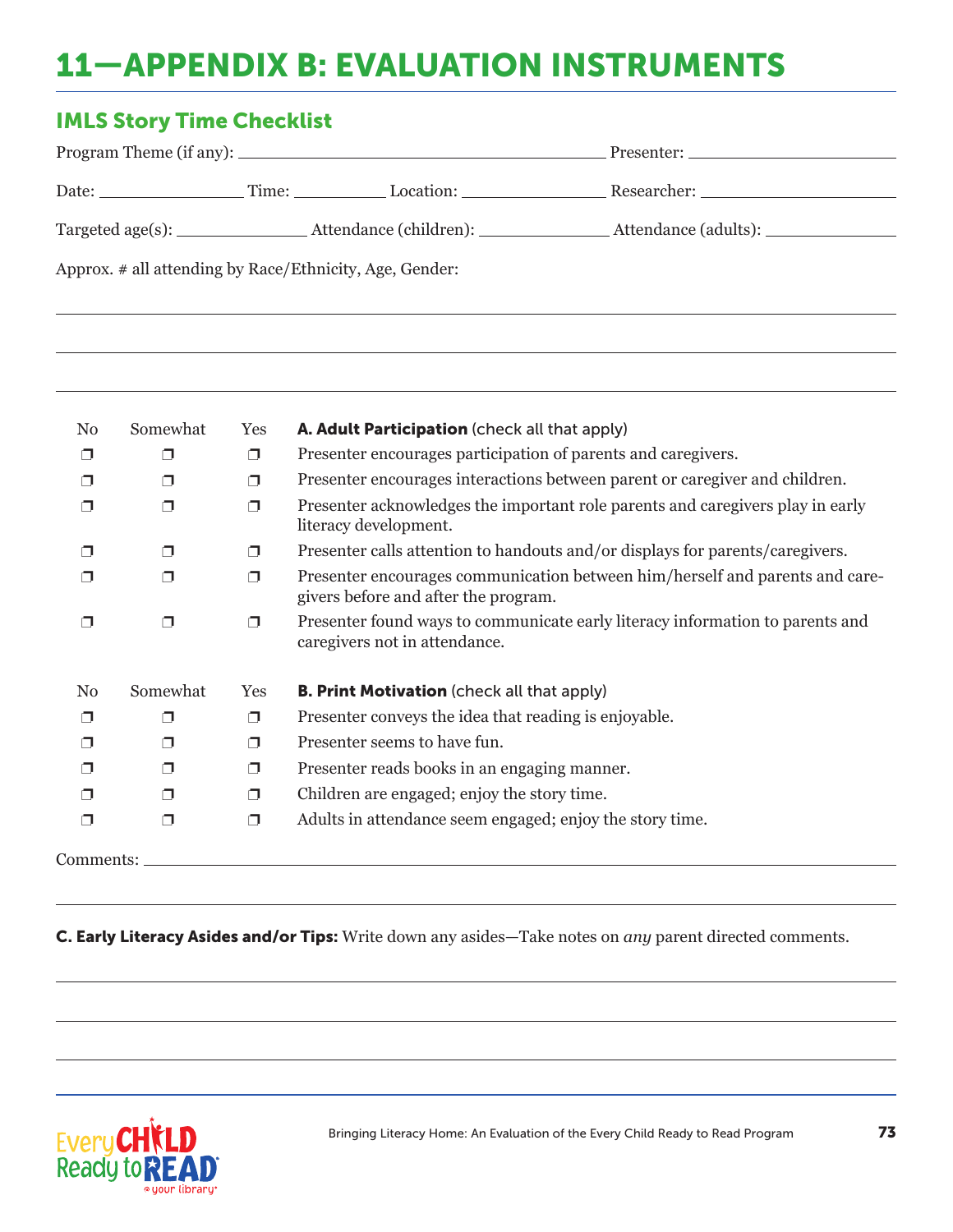# 11—APPENDIX B: EVALUATION INSTRUMENTS

## IMLS Story Time Checklist

Program Theme (if any): ______________________ Presenter: ______________________

Date: ______________ Time: __________ Location: ______________ Researcher: ______________________

Targeted age(s): ______________ Attendance (children): ______________ Attendance (adults): ______________

Approx. # all attending by Race/Ethnicity, Age, Gender:

______________________________________________________________________

______________________________________________________________________

______________________________________________________________________

| No | Somewhat | Yes | **A. Adult Participation** (check all that apply) |
|---|---|---|---|
| ❒ | ❒ | ❒ | Presenter encourages participation of parents and caregivers. |
| ❒ | ❒ | ❒ | Presenter encourages interactions between parent or caregiver and children. |
| ❒ | ❒ | ❒ | Presenter acknowledges the important role parents and caregivers play in early literacy development. |
| ❒ | ❒ | ❒ | Presenter calls attention to handouts and/or displays for parents/caregivers. |
| ❒ | ❒ | ❒ | Presenter encourages communication between him/herself and parents and caregivers before and after the program. |
| ❒ | ❒ | ❒ | Presenter found ways to communicate early literacy information to parents and caregivers not in attendance. |

| No | Somewhat | Yes | **B. Print Motivation** (check all that apply) |
|---|---|---|---|
| ❒ | ❒ | ❒ | Presenter conveys the idea that reading is enjoyable. |
| ❒ | ❒ | ❒ | Presenter seems to have fun. |
| ❒ | ❒ | ❒ | Presenter reads books in an engaging manner. |
| ❒ | ❒ | ❒ | Children are engaged; enjoy the story time. |
| ❒ | ❒ | ❒ | Adults in attendance seem engaged; enjoy the story time. |

Comments: ______________________________________________________________________

______________________________________________________________________

**C. Early Literacy Asides and/or Tips:** Write down any asides—Take notes on *any* parent directed comments.

______________________________________________________________________

______________________________________________________________________

______________________________________________________________________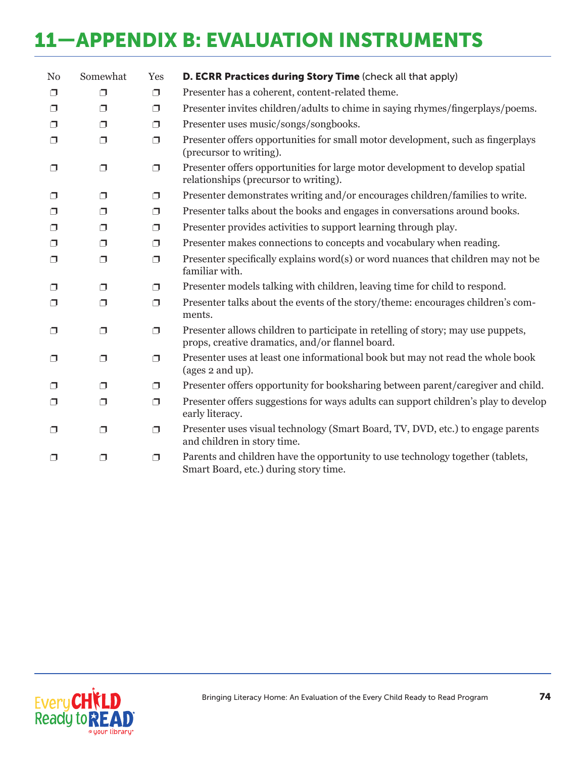# 11—APPENDIX B: EVALUATION INSTRUMENTS

| No | Somewhat | Yes | **D. ECRR Practices during Story Time** (check all that apply) |
|---|---|---|---|
| ❒ | ❒ | ❒ | Presenter has a coherent, content-related theme. |
| ❒ | ❒ | ❒ | Presenter invites children/adults to chime in saying rhymes/fingerplays/poems. |
| ❒ | ❒ | ❒ | Presenter uses music/songs/songbooks. |
| ❒ | ❒ | ❒ | Presenter offers opportunities for small motor development, such as fingerplays (precursor to writing). |
| ❒ | ❒ | ❒ | Presenter offers opportunities for large motor development to develop spatial relationships (precursor to writing). |
| ❒ | ❒ | ❒ | Presenter demonstrates writing and/or encourages children/families to write. |
| ❒ | ❒ | ❒ | Presenter talks about the books and engages in conversations around books. |
| ❒ | ❒ | ❒ | Presenter provides activities to support learning through play. |
| ❒ | ❒ | ❒ | Presenter makes connections to concepts and vocabulary when reading. |
| ❒ | ❒ | ❒ | Presenter specifically explains word(s) or word nuances that children may not be familiar with. |
| ❒ | ❒ | ❒ | Presenter models talking with children, leaving time for child to respond. |
| ❒ | ❒ | ❒ | Presenter talks about the events of the story/theme: encourages children's comments. |
| ❒ | ❒ | ❒ | Presenter allows children to participate in retelling of story; may use puppets, props, creative dramatics, and/or flannel board. |
| ❒ | ❒ | ❒ | Presenter uses at least one informational book but may not read the whole book (ages 2 and up). |
| ❒ | ❒ | ❒ | Presenter offers opportunity for booksharing between parent/caregiver and child. |
| ❒ | ❒ | ❒ | Presenter offers suggestions for ways adults can support children's play to develop early literacy. |
| ❒ | ❒ | ❒ | Presenter uses visual technology (Smart Board, TV, DVD, etc.) to engage parents and children in story time. |
| ❒ | ❒ | ❒ | Parents and children have the opportunity to use technology together (tablets, Smart Board, etc.) during story time. |